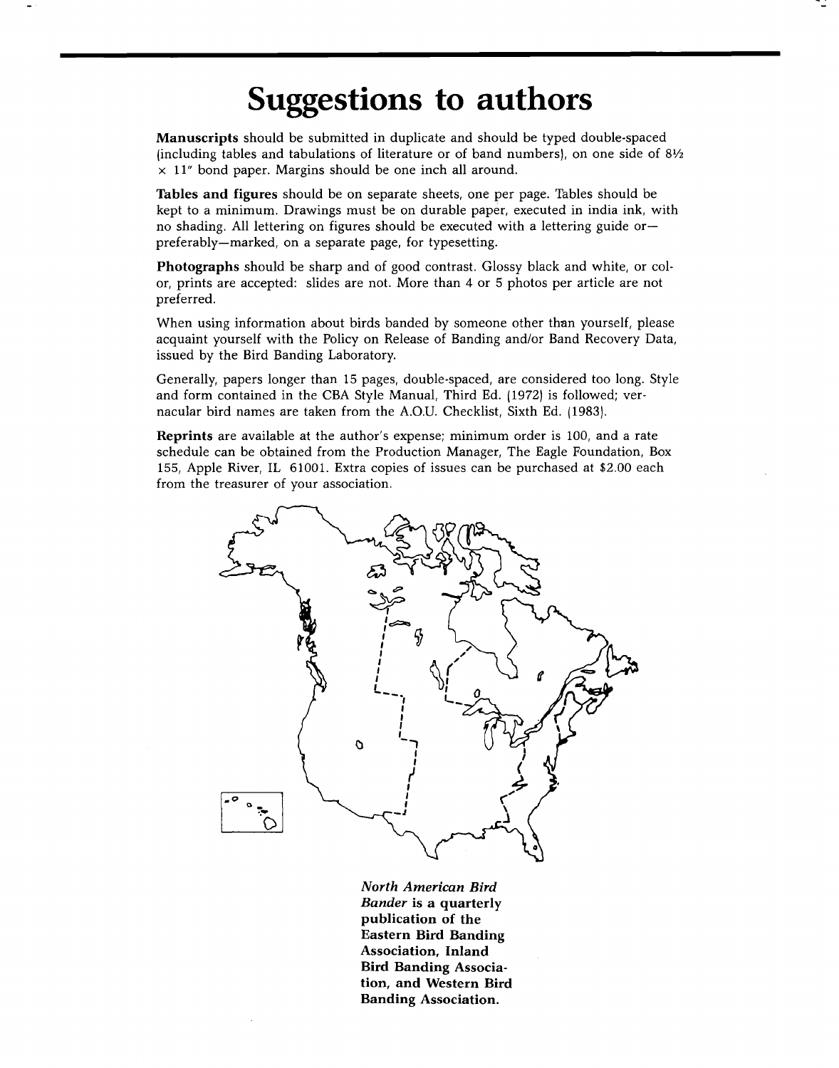# Suggestions to authors

**Manuscripts** should be submitted in duplicate and should be typed double-spaced (including tables and tabulations of literature or of band numbers), on one side of 8½ x 11" bond paper. Margins should be one inch all around.

**Tables and figures** should be on separate sheets, one per page. Tables should be kept to a minimum. Drawings must be on durable paper, executed in india ink, with no shading. All lettering on figures should be executed with a lettering guide or—preferably—marked, on a separate page, for typesetting.

**Photographs** should be sharp and of good contrast. Glossy black and white, or color, prints are accepted: slides are not. More than 4 or 5 photos per article are not preferred.

When using information about birds banded by someone other than yourself, please acquaint yourself with the Policy on Release of Banding and/or Band Recovery Data, issued by the Bird Banding Laboratory.

Generally, papers longer than 15 pages, double-spaced, are considered too long. Style and form contained in the CBA Style Manual, Third Ed. (1972) is followed; vernacular bird names are taken from the A.O.U. Checklist, Sixth Ed. (1983).

**Reprints** are available at the author's expense; minimum order is 100, and a rate schedule can be obtained from the Production Manager, The Eagle Foundation, Box 155, Apple River, IL 61001. Extra copies of issues can be purchased at $2.00 each from the treasurer of your association.

***North American Bird Bander*** **is a quarterly publication of the Eastern Bird Banding Association, Inland Bird Banding Association, and Western Bird Banding Association.**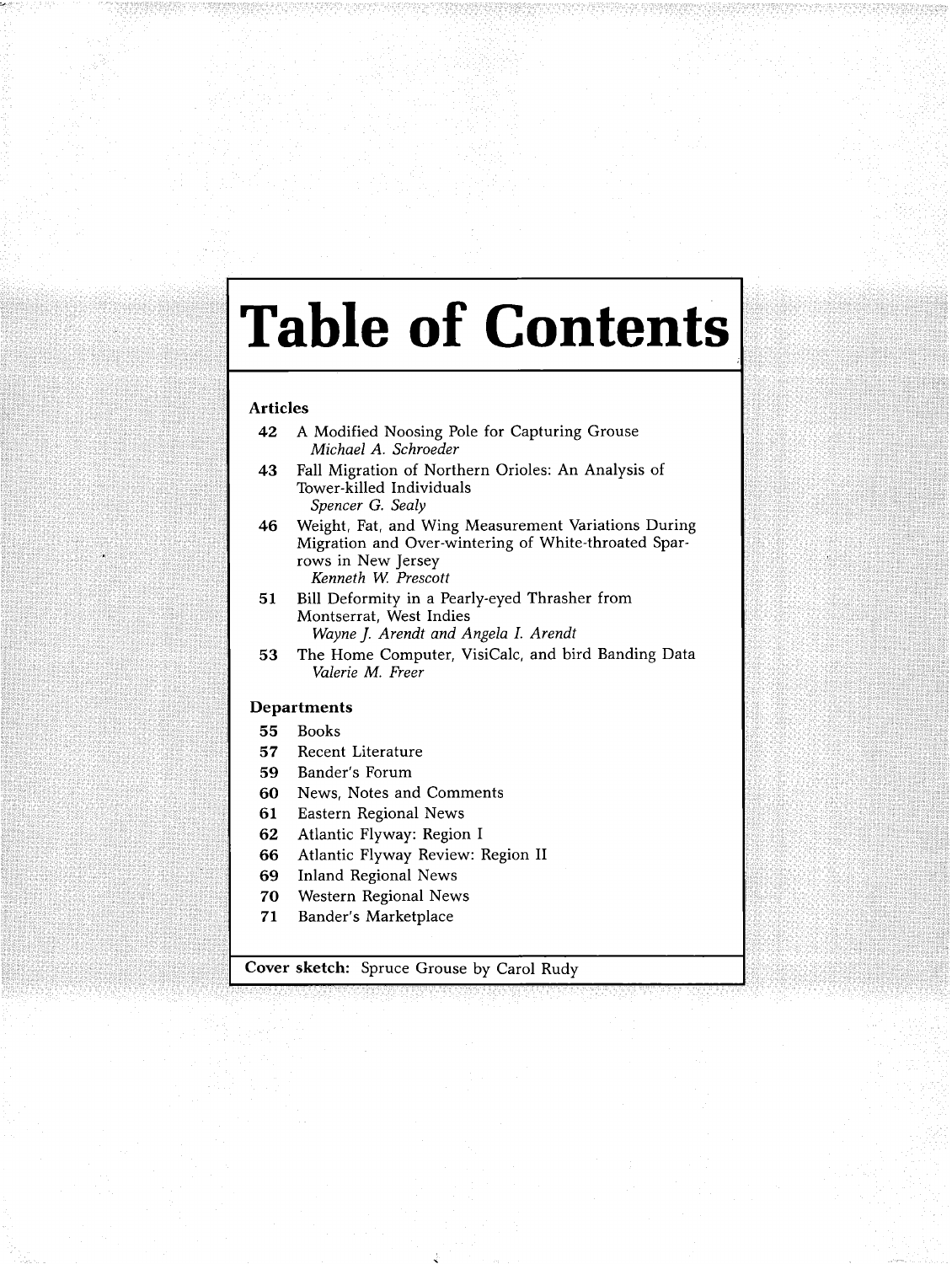# Table of Contents

## Articles

**42** A Modified Noosing Pole for Capturing Grouse
*Michael A. Schroeder*

**43** Fall Migration of Northern Orioles: An Analysis of Tower-killed Individuals
*Spencer G. Sealy*

**46** Weight, Fat, and Wing Measurement Variations During Migration and Over-wintering of White-throated Sparrows in New Jersey
*Kenneth W. Prescott*

**51** Bill Deformity in a Pearly-eyed Thrasher from Montserrat, West Indies
*Wayne J. Arendt and Angela I. Arendt*

**53** The Home Computer, VisiCalc, and bird Banding Data
*Valerie M. Freer*

## Departments

**55** Books

**57** Recent Literature

**59** Bander's Forum

**60** News, Notes and Comments

**61** Eastern Regional News

**62** Atlantic Flyway: Region I

**66** Atlantic Flyway Review: Region II

**69** Inland Regional News

**70** Western Regional News

**71** Bander's Marketplace

**Cover sketch:** Spruce Grouse by Carol Rudy